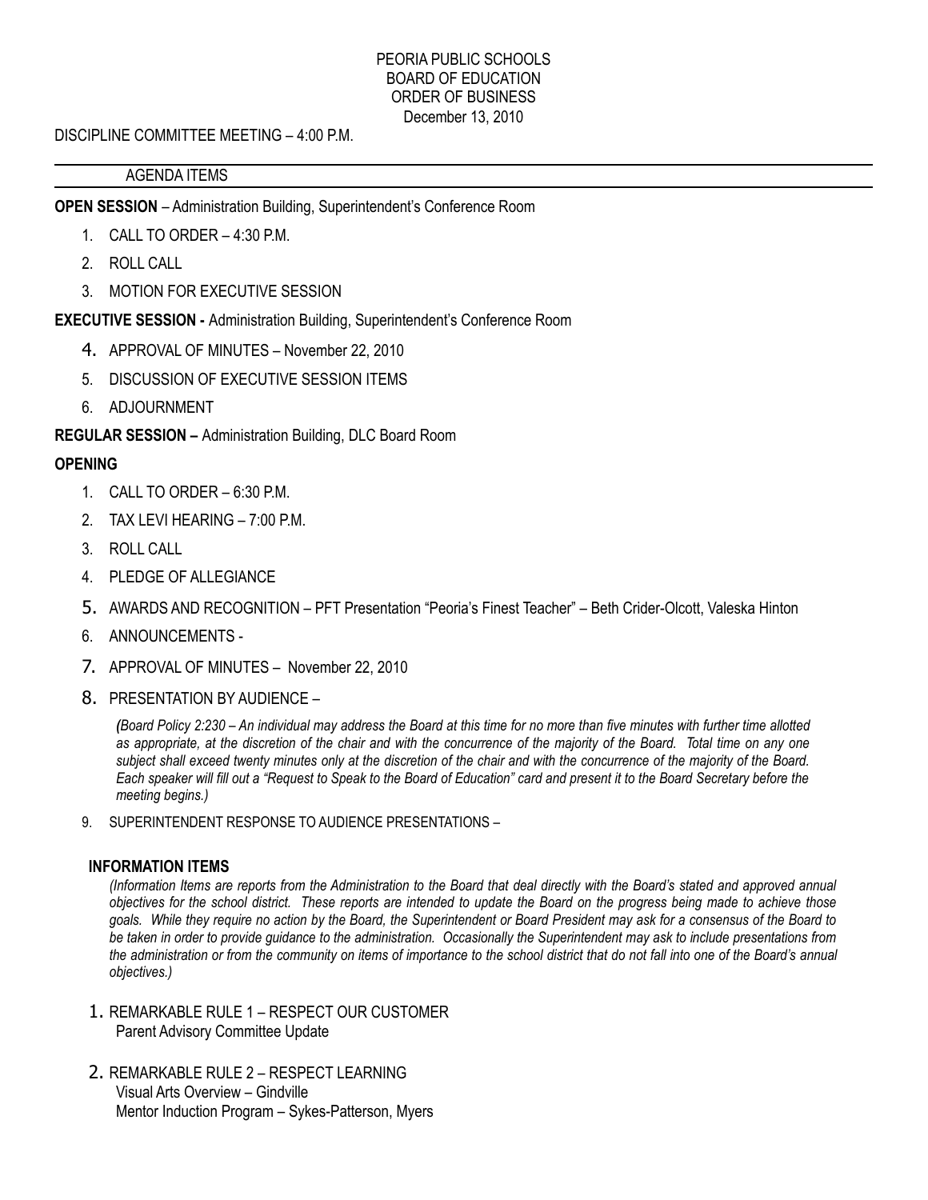PEORIA PUBLIC SCHOOLS
BOARD OF EDUCATION
ORDER OF BUSINESS
December 13, 2010

DISCIPLINE COMMITTEE MEETING – 4:00 P.M.

AGENDA ITEMS

**OPEN SESSION** – Administration Building, Superintendent's Conference Room

1. CALL TO ORDER – 4:30 P.M.
2. ROLL CALL
3. MOTION FOR EXECUTIVE SESSION

**EXECUTIVE SESSION -** Administration Building, Superintendent's Conference Room

4. APPROVAL OF MINUTES – November 22, 2010
5. DISCUSSION OF EXECUTIVE SESSION ITEMS
6. ADJOURNMENT

**REGULAR SESSION –** Administration Building, DLC Board Room

**OPENING**

1. CALL TO ORDER – 6:30 P.M.
2. TAX LEVI HEARING – 7:00 P.M.
3. ROLL CALL
4. PLEDGE OF ALLEGIANCE
5. AWARDS AND RECOGNITION – PFT Presentation "Peoria's Finest Teacher" – Beth Crider-Olcott, Valeska Hinton
6. ANNOUNCEMENTS -
7. APPROVAL OF MINUTES – November 22, 2010
8. PRESENTATION BY AUDIENCE –

   *(Board Policy 2:230 – An individual may address the Board at this time for no more than five minutes with further time allotted as appropriate, at the discretion of the chair and with the concurrence of the majority of the Board. Total time on any one subject shall exceed twenty minutes only at the discretion of the chair and with the concurrence of the majority of the Board. Each speaker will fill out a "Request to Speak to the Board of Education" card and present it to the Board Secretary before the meeting begins.)*

9. SUPERINTENDENT RESPONSE TO AUDIENCE PRESENTATIONS –

**INFORMATION ITEMS**

*(Information Items are reports from the Administration to the Board that deal directly with the Board's stated and approved annual objectives for the school district. These reports are intended to update the Board on the progress being made to achieve those goals. While they require no action by the Board, the Superintendent or Board President may ask for a consensus of the Board to be taken in order to provide guidance to the administration. Occasionally the Superintendent may ask to include presentations from the administration or from the community on items of importance to the school district that do not fall into one of the Board's annual objectives.)*

1. REMARKABLE RULE 1 – RESPECT OUR CUSTOMER
   Parent Advisory Committee Update

2. REMARKABLE RULE 2 – RESPECT LEARNING
   Visual Arts Overview – Gindville
   Mentor Induction Program – Sykes-Patterson, Myers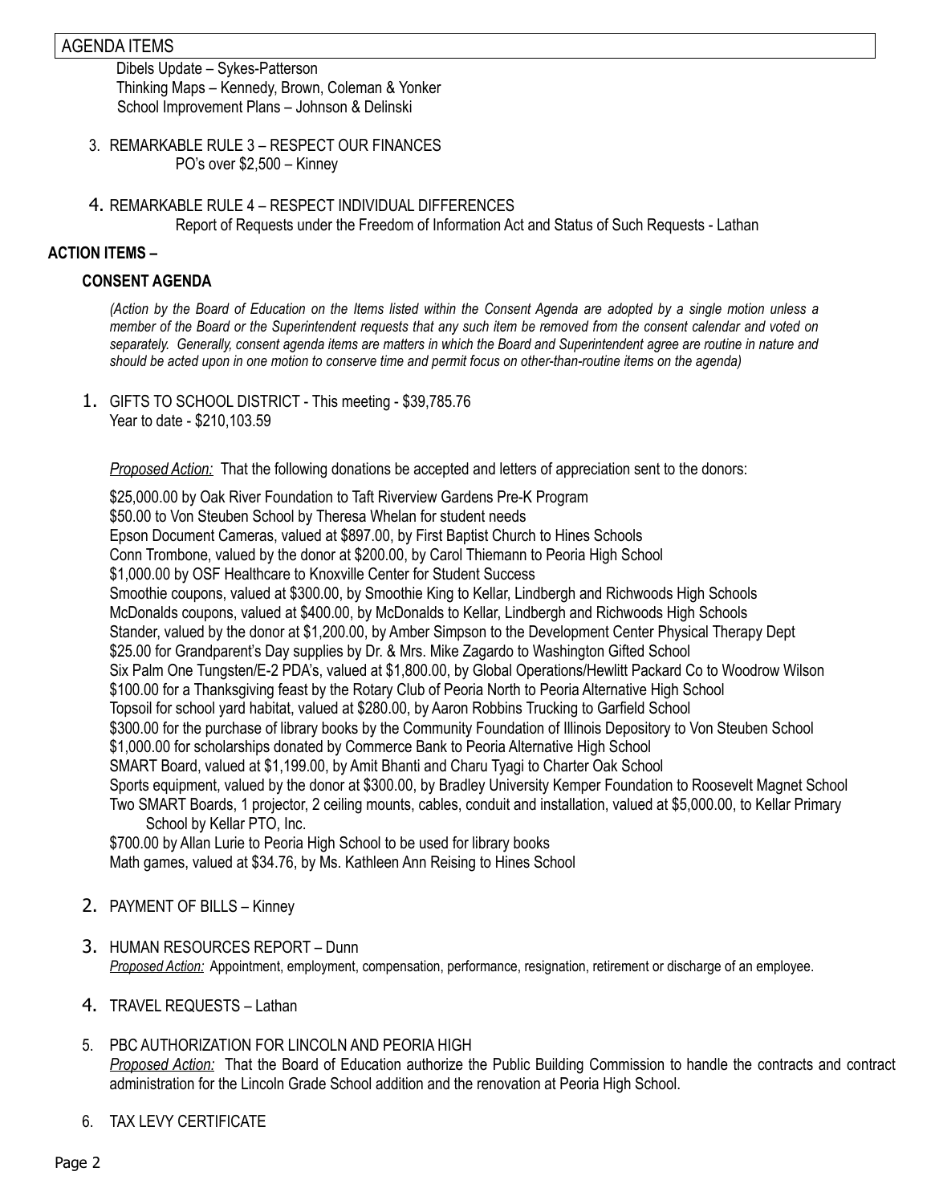AGENDA ITEMS

Dibels Update – Sykes-Patterson
Thinking Maps – Kennedy, Brown, Coleman & Yonker
School Improvement Plans – Johnson & Delinski

3. REMARKABLE RULE 3 – RESPECT OUR FINANCES
   PO's over $2,500 – Kinney

4. REMARKABLE RULE 4 – RESPECT INDIVIDUAL DIFFERENCES
   Report of Requests under the Freedom of Information Act and Status of Such Requests - Lathan

**ACTION ITEMS –**

**CONSENT AGENDA**

*(Action by the Board of Education on the Items listed within the Consent Agenda are adopted by a single motion unless a member of the Board or the Superintendent requests that any such item be removed from the consent calendar and voted on separately. Generally, consent agenda items are matters in which the Board and Superintendent agree are routine in nature and should be acted upon in one motion to conserve time and permit focus on other-than-routine items on the agenda)*

1. GIFTS TO SCHOOL DISTRICT - This meeting - $39,785.76
   Year to date - $210,103.59

   *Proposed Action:* That the following donations be accepted and letters of appreciation sent to the donors:

   $25,000.00 by Oak River Foundation to Taft Riverview Gardens Pre-K Program
   $50.00 to Von Steuben School by Theresa Whelan for student needs
   Epson Document Cameras, valued at $897.00, by First Baptist Church to Hines Schools
   Conn Trombone, valued by the donor at $200.00, by Carol Thiemann to Peoria High School
   $1,000.00 by OSF Healthcare to Knoxville Center for Student Success
   Smoothie coupons, valued at $300.00, by Smoothie King to Kellar, Lindbergh and Richwoods High Schools
   McDonalds coupons, valued at $400.00, by McDonalds to Kellar, Lindbergh and Richwoods High Schools
   Stander, valued by the donor at $1,200.00, by Amber Simpson to the Development Center Physical Therapy Dept
   $25.00 for Grandparent's Day supplies by Dr. & Mrs. Mike Zagardo to Washington Gifted School
   Six Palm One Tungsten/E-2 PDA's, valued at $1,800.00, by Global Operations/Hewlitt Packard Co to Woodrow Wilson
   $100.00 for a Thanksgiving feast by the Rotary Club of Peoria North to Peoria Alternative High School
   Topsoil for school yard habitat, valued at $280.00, by Aaron Robbins Trucking to Garfield School
   $300.00 for the purchase of library books by the Community Foundation of Illinois Depository to Von Steuben School
   $1,000.00 for scholarships donated by Commerce Bank to Peoria Alternative High School
   SMART Board, valued at $1,199.00, by Amit Bhanti and Charu Tyagi to Charter Oak School
   Sports equipment, valued by the donor at $300.00, by Bradley University Kemper Foundation to Roosevelt Magnet School
   Two SMART Boards, 1 projector, 2 ceiling mounts, cables, conduit and installation, valued at $5,000.00, to Kellar Primary School by Kellar PTO, Inc.
   $700.00 by Allan Lurie to Peoria High School to be used for library books
   Math games, valued at $34.76, by Ms. Kathleen Ann Reising to Hines School

2. PAYMENT OF BILLS – Kinney

3. HUMAN RESOURCES REPORT – Dunn
   *Proposed Action:* Appointment, employment, compensation, performance, resignation, retirement or discharge of an employee.

4. TRAVEL REQUESTS – Lathan

5. PBC AUTHORIZATION FOR LINCOLN AND PEORIA HIGH
   *Proposed Action:* That the Board of Education authorize the Public Building Commission to handle the contracts and contract administration for the Lincoln Grade School addition and the renovation at Peoria High School.

6. TAX LEVY CERTIFICATE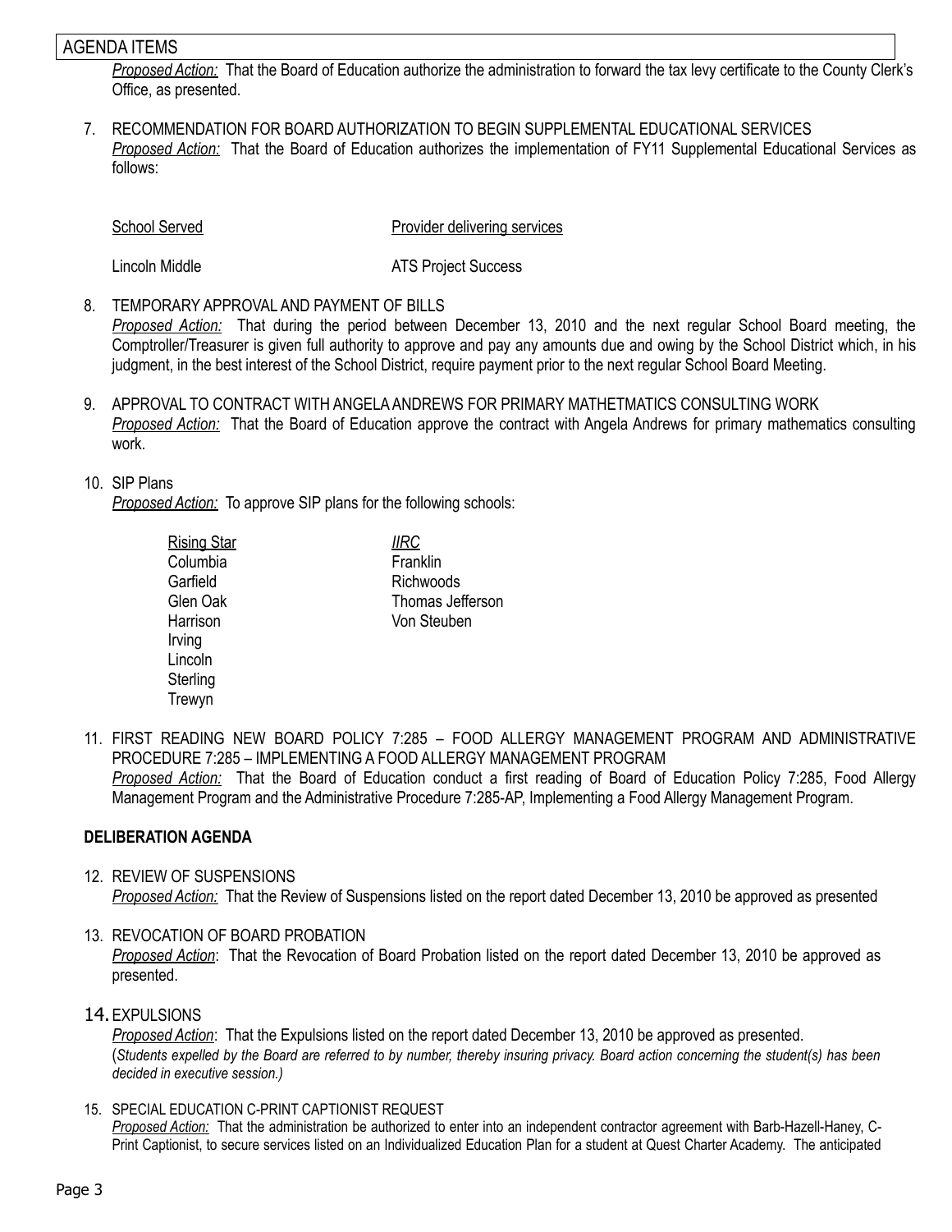AGENDA ITEMS

*Proposed Action:* That the Board of Education authorize the administration to forward the tax levy certificate to the County Clerk's Office, as presented.

7. RECOMMENDATION FOR BOARD AUTHORIZATION TO BEGIN SUPPLEMENTAL EDUCATIONAL SERVICES
   *Proposed Action:* That the Board of Education authorizes the implementation of FY11 Supplemental Educational Services as follows:

| School Served | Provider delivering services |
|---|---|
| Lincoln Middle | ATS Project Success |

8. TEMPORARY APPROVAL AND PAYMENT OF BILLS
   *Proposed Action:* That during the period between December 13, 2010 and the next regular School Board meeting, the Comptroller/Treasurer is given full authority to approve and pay any amounts due and owing by the School District which, in his judgment, in the best interest of the School District, require payment prior to the next regular School Board Meeting.

9. APPROVAL TO CONTRACT WITH ANGELA ANDREWS FOR PRIMARY MATHETMATICS CONSULTING WORK
   *Proposed Action:* That the Board of Education approve the contract with Angela Andrews for primary mathematics consulting work.

10. SIP Plans
    *Proposed Action:* To approve SIP plans for the following schools:

| Rising Star | *IIRC* |
|---|---|
| Columbia | Franklin |
| Garfield | Richwoods |
| Glen Oak | Thomas Jefferson |
| Harrison | Von Steuben |
| Irving | |
| Lincoln | |
| Sterling | |
| Trewyn | |

11. FIRST READING NEW BOARD POLICY 7:285 – FOOD ALLERGY MANAGEMENT PROGRAM AND ADMINISTRATIVE PROCEDURE 7:285 – IMPLEMENTING A FOOD ALLERGY MANAGEMENT PROGRAM
    *Proposed Action:* That the Board of Education conduct a first reading of Board of Education Policy 7:285, Food Allergy Management Program and the Administrative Procedure 7:285-AP, Implementing a Food Allergy Management Program.

**DELIBERATION AGENDA**

12. REVIEW OF SUSPENSIONS
    *Proposed Action:* That the Review of Suspensions listed on the report dated December 13, 2010 be approved as presented

13. REVOCATION OF BOARD PROBATION
    *Proposed Action*: That the Revocation of Board Probation listed on the report dated December 13, 2010 be approved as presented.

14. EXPULSIONS
    *Proposed Action*: That the Expulsions listed on the report dated December 13, 2010 be approved as presented.
    (*Students expelled by the Board are referred to by number, thereby insuring privacy. Board action concerning the student(s) has been decided in executive session.)*

15. SPECIAL EDUCATION C-PRINT CAPTIONIST REQUEST
    *Proposed Action:* That the administration be authorized to enter into an independent contractor agreement with Barb-Hazell-Haney, C-Print Captionist, to secure services listed on an Individualized Education Plan for a student at Quest Charter Academy. The anticipated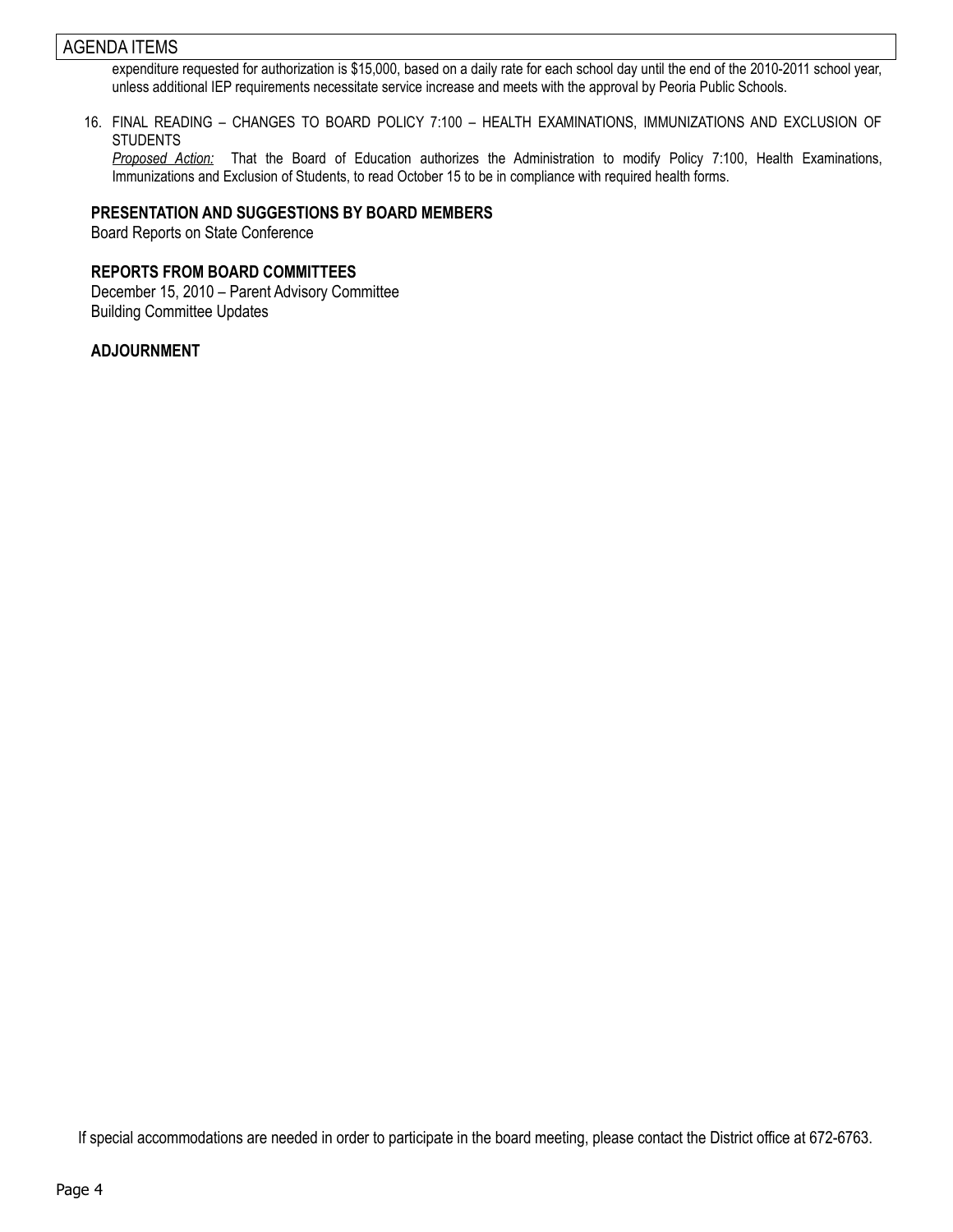## AGENDA ITEMS

expenditure requested for authorization is $15,000, based on a daily rate for each school day until the end of the 2010-2011 school year, unless additional IEP requirements necessitate service increase and meets with the approval by Peoria Public Schools.

16. FINAL READING – CHANGES TO BOARD POLICY 7:100 – HEALTH EXAMINATIONS, IMMUNIZATIONS AND EXCLUSION OF STUDENTS
    *Proposed Action:* That the Board of Education authorizes the Administration to modify Policy 7:100, Health Examinations, Immunizations and Exclusion of Students, to read October 15 to be in compliance with required health forms.

**PRESENTATION AND SUGGESTIONS BY BOARD MEMBERS**
Board Reports on State Conference

**REPORTS FROM BOARD COMMITTEES**
December 15, 2010 – Parent Advisory Committee
Building Committee Updates

**ADJOURNMENT**

If special accommodations are needed in order to participate in the board meeting, please contact the District office at 672-6763.